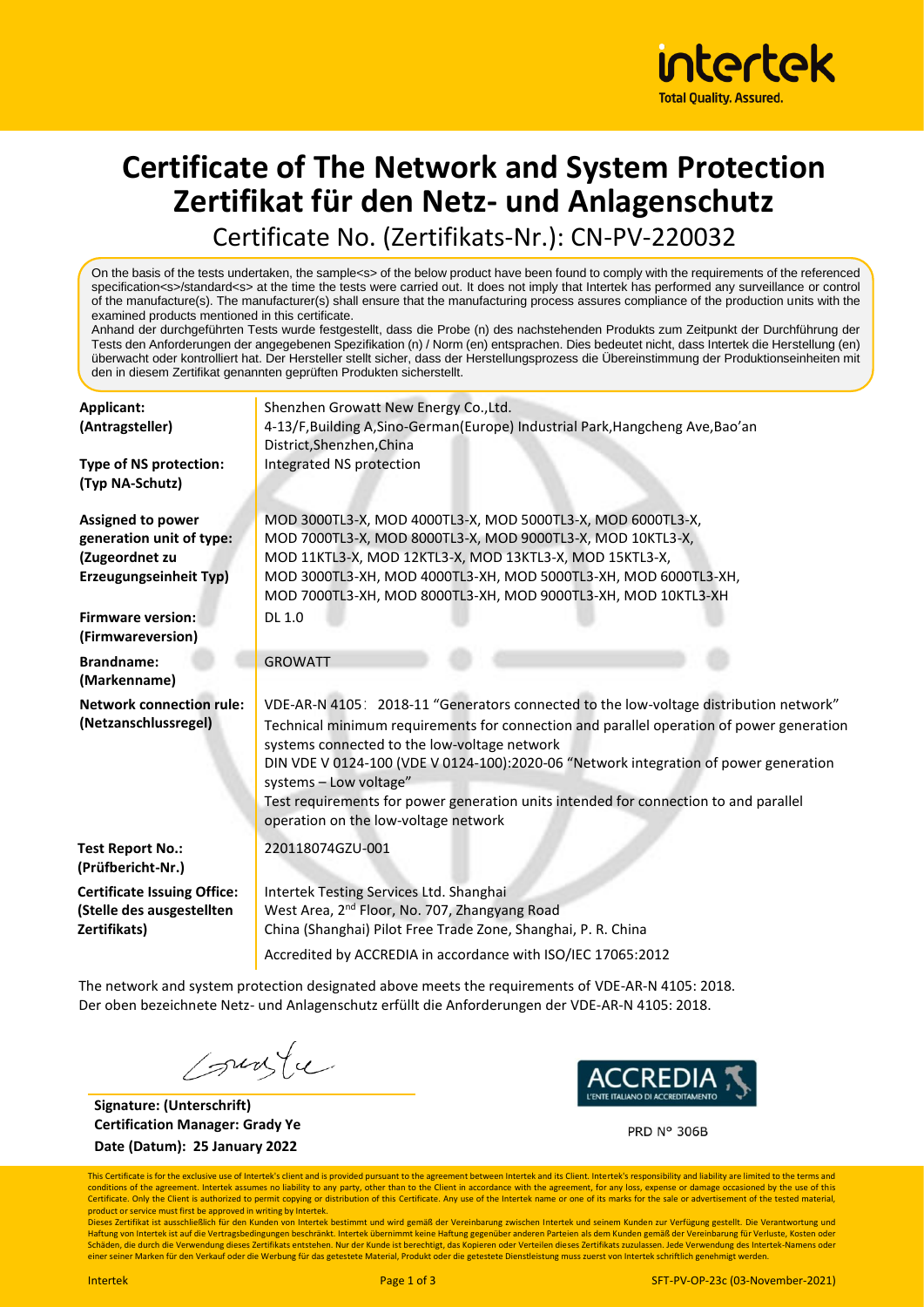# Certificate of The Network and System Protection
# Zertifikat für den Netz- und Anlagenschutz

Certificate No. (Zertifikats-Nr.): CN-PV-220032

On the basis of the tests undertaken, the sample<s> of the below product have been found to comply with the requirements of the referenced specification<s>/standard<s> at the time the tests were carried out. It does not imply that Intertek has performed any surveillance or control of the manufacture(s). The manufacturer(s) shall ensure that the manufacturing process assures compliance of the production units with the examined products mentioned in this certificate.

Anhand der durchgeführten Tests wurde festgestellt, dass die Probe (n) des nachstehenden Produkts zum Zeitpunkt der Durchführung der Tests den Anforderungen der angegebenen Spezifikation (n) / Norm (en) entsprachen. Dies bedeutet nicht, dass Intertek die Herstellung (en) überwacht oder kontrolliert hat. Der Hersteller stellt sicher, dass der Herstellungsprozess die Übereinstimmung der Produktionseinheiten mit den in diesem Zertifikat genannten geprüften Produkten sicherstellt.

| | |
|---|---|
| **Applicant: (Antragsteller)** | Shenzhen Growatt New Energy Co.,Ltd.<br>4-13/F,Building A,Sino-German(Europe) Industrial Park,Hangcheng Ave,Bao'an District,Shenzhen,China |
| **Type of NS protection: (Typ NA-Schutz)** | Integrated NS protection |
| **Assigned to power generation unit of type: (Zugeordnet zu Erzeugungseinheit Typ)** | MOD 3000TL3-X, MOD 4000TL3-X, MOD 5000TL3-X, MOD 6000TL3-X, MOD 7000TL3-X, MOD 8000TL3-X, MOD 9000TL3-X, MOD 10KTL3-X, MOD 11KTL3-X, MOD 12KTL3-X, MOD 13KTL3-X, MOD 15KTL3-X, MOD 3000TL3-XH, MOD 4000TL3-XH, MOD 5000TL3-XH, MOD 6000TL3-XH, MOD 7000TL3-XH, MOD 8000TL3-XH, MOD 9000TL3-XH, MOD 10KTL3-XH |
| **Firmware version: (Firmwareversion)** | DL 1.0 |
| **Brandname: (Markenname)** | GROWATT |
| **Network connection rule: (Netzanschlussregel)** | VDE-AR-N 4105： 2018-11 "Generators connected to the low-voltage distribution network"<br>Technical minimum requirements for connection and parallel operation of power generation systems connected to the low-voltage network<br>DIN VDE V 0124-100 (VDE V 0124-100):2020-06 "Network integration of power generation systems – Low voltage"<br>Test requirements for power generation units intended for connection to and parallel operation on the low-voltage network |
| **Test Report No.: (Prüfbericht-Nr.)** | 220118074GZU-001 |
| **Certificate Issuing Office: (Stelle des ausgestellten Zertifikats)** | Intertek Testing Services Ltd. Shanghai<br>West Area, 2nd Floor, No. 707, Zhangyang Road<br>China (Shanghai) Pilot Free Trade Zone, Shanghai, P. R. China<br>Accredited by ACCREDIA in accordance with ISO/IEC 17065:2012 |

The network and system protection designated above meets the requirements of VDE-AR-N 4105: 2018.
Der oben bezeichnete Netz- und Anlagenschutz erfüllt die Anforderungen der VDE-AR-N 4105: 2018.

**Signature: (Unterschrift)**
**Certification Manager: Grady Ye**
**Date (Datum): 25 January 2022**

ACCREDIA L'ENTE ITALIANO DI ACCREDITAMENTO
PRD N° 306B

This Certificate is for the exclusive use of Intertek's client and is provided pursuant to the agreement between Intertek and its Client. Intertek's responsibility and liability are limited to the terms and conditions of the agreement. Intertek assumes no liability to any party, other than to the Client in accordance with the agreement, for any loss, expense or damage occasioned by the use of this Certificate. Only the Client is authorized to permit copying or distribution of this Certificate. Any use of the Intertek name or one of its marks for the sale or advertisement of the tested material, product or service must first be approved in writing by Intertek.

Dieses Zertifikat ist ausschließlich für den Kunden von Intertek bestimmt und wird gemäß der Vereinbarung zwischen Intertek und seinem Kunden zur Verfügung gestellt. Die Verantwortung und Haftung von Intertek ist auf die Vertragsbedingungen beschränkt. Intertek übernimmt keine Haftung gegenüber anderen Parteien als dem Kunden gemäß der Vereinbarung für Verluste, Kosten oder Schäden, die durch die Verwendung dieses Zertifikats entstehen. Nur der Kunde ist berechtigt, das Kopieren oder Verteilen dieses Zertifikats zuzulassen. Jede Verwendung des Intertek-Namens oder einer seiner Marken für den Verkauf oder die Werbung für das getestete Material, Produkt oder die getestete Dienstleistung muss zuerst von Intertek schriftlich genehmigt werden.

SFT-PV-OP-23c (03-November-2021)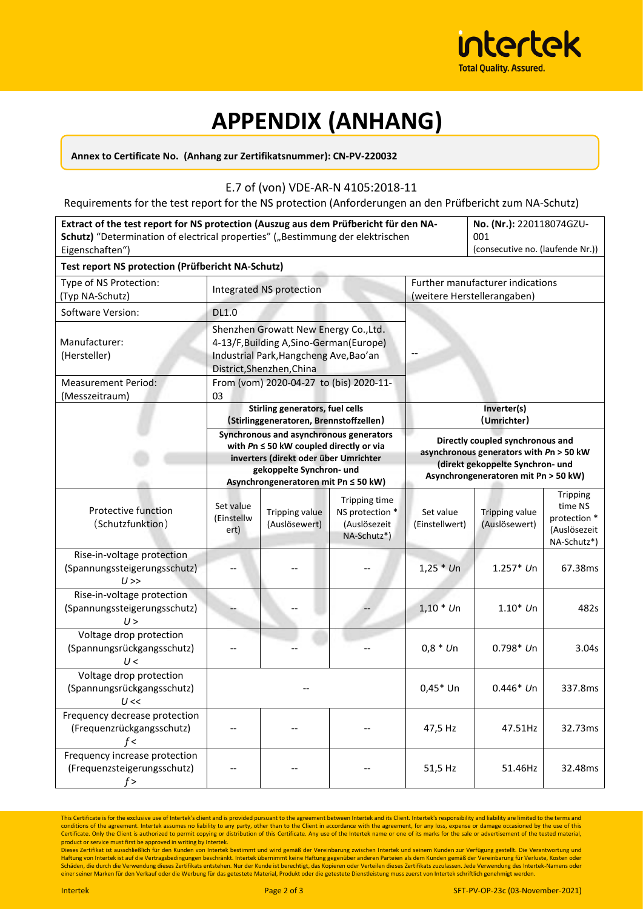# APPENDIX (ANHANG)

**Annex to Certificate No. (Anhang zur Zertifikatsnummer): CN-PV-220032**

E.7 of (von) VDE-AR-N 4105:2018-11

Requirements for the test report for the NS protection (Anforderungen an den Prüfbericht zum NA-Schutz)

| **Extract of the test report for NS protection (Auszug aus dem Prüfbericht für den NA-Schutz)** "Determination of electrical properties" („Bestimmung der elektrischen Eigenschaften") | | | | **No. (Nr.):** 220118074GZU-001 (consecutive no. (laufende Nr.)) | | |
|---|---|---|---|---|---|---|
| **Test report NS protection (Prüfbericht NA-Schutz)** | | | | | | |
| Type of NS Protection: (Typ NA-Schutz) | Integrated NS protection | | | Further manufacturer indications (weitere Herstellerangaben) | | |
| Software Version: | DL1.0 | | | -- | | |
| Manufacturer: (Hersteller) | Shenzhen Growatt New Energy Co.,Ltd. 4-13/F,Building A,Sino-German(Europe) Industrial Park,Hangcheng Ave,Bao'an District,Shenzhen,China | | | | | |
| Measurement Period: (Messzeitraum) | From (vom) 2020-04-27 to (bis) 2020-11-03 | | | | | |
| | **Stirling generators, fuel cells (Stirlinggeneratoren, Brennstoffzellen)** **Synchronous and asynchronous generators with $Pn \leq 50$ kW coupled directly or via inverters (direkt oder über Umrichter gekoppelte Synchron- und Asynchrongeneratoren mit $Pn \leq 50$ kW)** | | | **Inverter(s) (Umrichter)** **Directly coupled synchronous and asynchronous generators with $Pn > 50$ kW (direkt gekoppelte Synchron- und Asynchrongeneratoren mit $Pn > 50$ kW)** | | |
| Protective function (Schutzfunktion) | Set value (Einstellwert) | Tripping value (Auslösewert) | Tripping time NS protection * (Auslösezeit NA-Schutz*) | Set value (Einstellwert) | Tripping value (Auslösewert) | Tripping time NS protection * (Auslösezeit NA-Schutz*) |
| Rise-in-voltage protection (Spannungssteigerungsschutz) $U >>$ | -- | -- | -- | 1,25 * $Un$ | 1.257* $Un$ | 67.38ms |
| Rise-in-voltage protection (Spannungssteigerungsschutz) $U >$ | -- | -- | -- | 1,10 * $Un$ | 1.10* $Un$ | 482s |
| Voltage drop protection (Spannungsrückgangsschutz) $U <$ | -- | -- | -- | 0,8 * $Un$ | 0.798* $Un$ | 3.04s |
| Voltage drop protection (Spannungsrückgangsschutz) $U <<$ | -- | | | 0,45* Un | 0.446* $Un$ | 337.8ms |
| Frequency decrease protection (Frequenzrückgangsschutz) $f <$ | -- | -- | -- | 47,5 Hz | 47.51Hz | 32.73ms |
| Frequency increase protection (Frequenzsteigerungsschutz) $f >$ | -- | -- | -- | 51,5 Hz | 51.46Hz | 32.48ms |

This Certificate is for the exclusive use of Intertek's client and is provided pursuant to the agreement between Intertek and its Client. Intertek's responsibility and liability are limited to the terms and conditions of the agreement. Intertek assumes no liability to any party, other than to the Client in accordance with the agreement, for any loss, expense or damage occasioned by the use of this Certificate. Only the Client is authorized to permit copying or distribution of this Certificate. Any use of the Intertek name or one of its marks for the sale or advertisement of the tested material, product or service must first be approved in writing by Intertek.

Dieses Zertifikat ist ausschließlich für den Kunden von Intertek bestimmt und wird gemäß der Vereinbarung zwischen Intertek und seinem Kunden zur Verfügung gestellt. Die Verantwortung und Haftung von Intertek ist auf die Vertragsbedingungen beschränkt. Intertek übernimmt keine Haftung gegenüber anderen Parteien als dem Kunden gemäß der Vereinbarung für Verluste, Kosten oder Schäden, die durch die Verwendung dieses Zertifikats entstehen. Nur der Kunde ist berechtigt, das Kopieren oder Verteilen dieses Zertifikats zuzulassen. Jede Verwendung des Intertek-Namens oder einer seiner Marken für den Verkauf oder die Werbung für das getestete Material, Produkt oder die getestete Dienstleistung muss zuerst von Intertek schriftlich genehmigt werden.

Intertek SFT-PV-OP-23c (03-November-2021)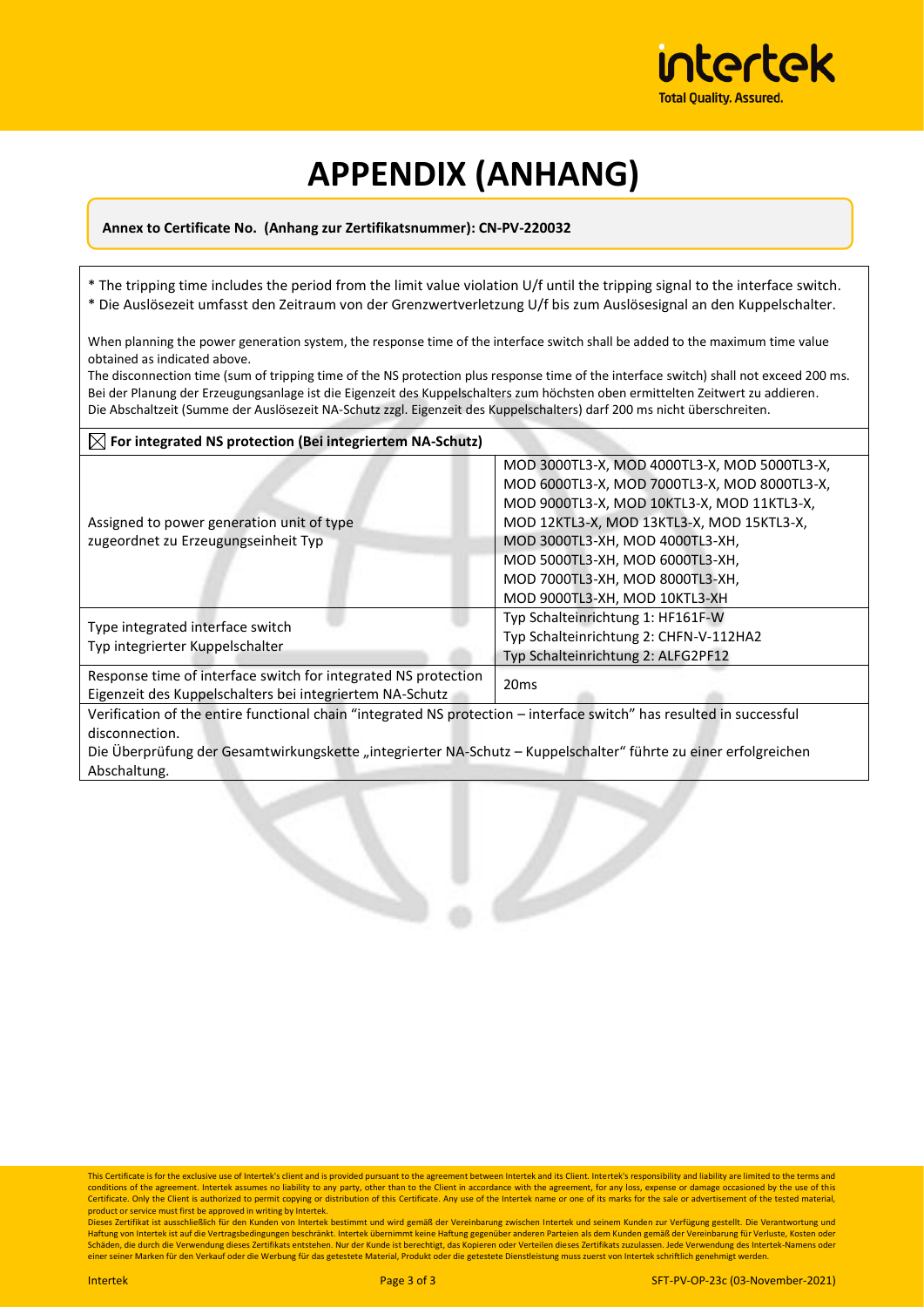# APPENDIX (ANHANG)

**Annex to Certificate No. (Anhang zur Zertifikatsnummer): CN-PV-220032**

* The tripping time includes the period from the limit value violation U/f until the tripping signal to the interface switch.
* Die Auslösezeit umfasst den Zeitraum von der Grenzwertverletzung U/f bis zum Auslösesignal an den Kuppelschalter.

When planning the power generation system, the response time of the interface switch shall be added to the maximum time value obtained as indicated above.
The disconnection time (sum of tripping time of the NS protection plus response time of the interface switch) shall not exceed 200 ms.
Bei der Planung der Erzeugungsanlage ist die Eigenzeit des Kuppelschalters zum höchsten oben ermittelten Zeitwert zu addieren.
Die Abschaltzeit (Summe der Auslösezeit NA-Schutz zzgl. Eigenzeit des Kuppelschalters) darf 200 ms nicht überschreiten.

☒ **For integrated NS protection (Bei integriertem NA-Schutz)**

| | |
|---|---|
| Assigned to power generation unit of type<br>zugeordnet zu Erzeugungseinheit Typ | MOD 3000TL3-X, MOD 4000TL3-X, MOD 5000TL3-X, MOD 6000TL3-X, MOD 7000TL3-X, MOD 8000TL3-X, MOD 9000TL3-X, MOD 10KTL3-X, MOD 11KTL3-X, MOD 12KTL3-X, MOD 13KTL3-X, MOD 15KTL3-X, MOD 3000TL3-XH, MOD 4000TL3-XH, MOD 5000TL3-XH, MOD 6000TL3-XH, MOD 7000TL3-XH, MOD 8000TL3-XH, MOD 9000TL3-XH, MOD 10KTL3-XH |
| Type integrated interface switch<br>Typ integrierter Kuppelschalter | Typ Schalteinrichtung 1: HF161F-W<br>Typ Schalteinrichtung 2: CHFN-V-112HA2<br>Typ Schalteinrichtung 2: ALFG2PF12 |
| Response time of interface switch for integrated NS protection<br>Eigenzeit des Kuppelschalters bei integriertem NA-Schutz | 20ms |

Verification of the entire functional chain "integrated NS protection – interface switch" has resulted in successful disconnection.
Die Überprüfung der Gesamtwirkungskette „integrierter NA-Schutz – Kuppelschalter" führte zu einer erfolgreichen Abschaltung.

This Certificate is for the exclusive use of Intertek's client and is provided pursuant to the agreement between Intertek and its Client. Intertek's responsibility and liability are limited to the terms and conditions of the agreement. Intertek assumes no liability to any party, other than to the Client in accordance with the agreement, for any loss, expense or damage occasioned by the use of this Certificate. Only the Client is authorized to permit copying or distribution of this Certificate. Any use of the Intertek name or one of its marks for the sale or advertisement of the tested material, product or service must first be approved in writing by Intertek.
Dieses Zertifikat ist ausschließlich für den Kunden von Intertek bestimmt und wird gemäß der Vereinbarung zwischen Intertek und seinem Kunden zur Verfügung gestellt. Die Verantwortung und Haftung von Intertek ist auf die Vertragsbedingungen beschränkt. Intertek übernimmt keine Haftung gegenüber anderen Parteien als dem Kunden gemäß der Vereinbarung für Verluste, Kosten oder Schäden, die durch die Verwendung dieses Zertifikats entstehen. Nur der Kunde ist berechtigt, das Kopieren oder Verteilen dieses Zertifikats zuzulassen. Jede Verwendung des Intertek-Namens oder einer seiner Marken für den Verkauf oder die Werbung für das getestete Material, Produkt oder die getestete Dienstleistung muss zuerst von Intertek schriftlich genehmigt werden.